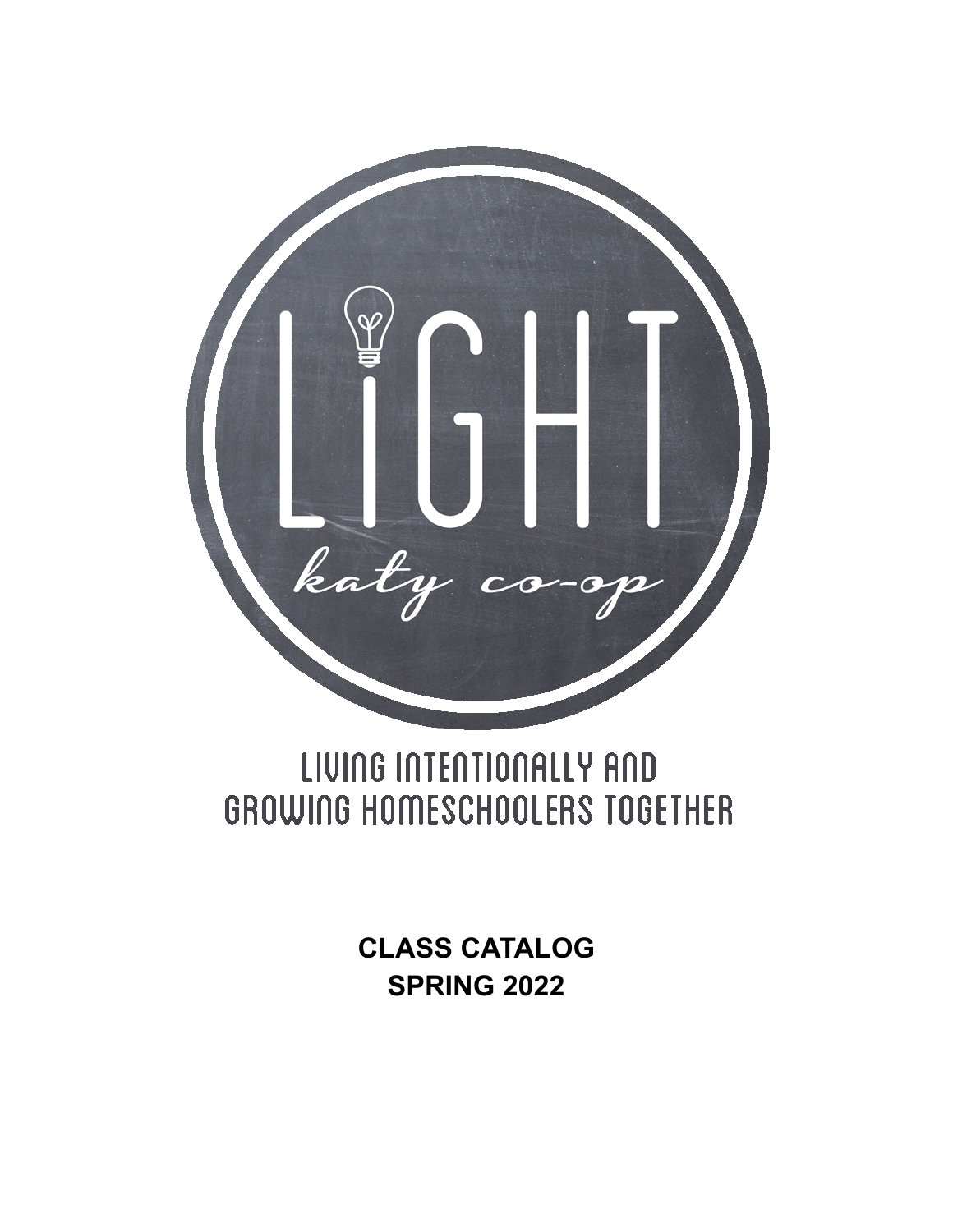# LiGHT

*katy co-op*

LIVING INTENTIONALLY AND GROWING HOMESCHOOLERS TOGETHER

**CLASS CATALOG**
**SPRING 2022**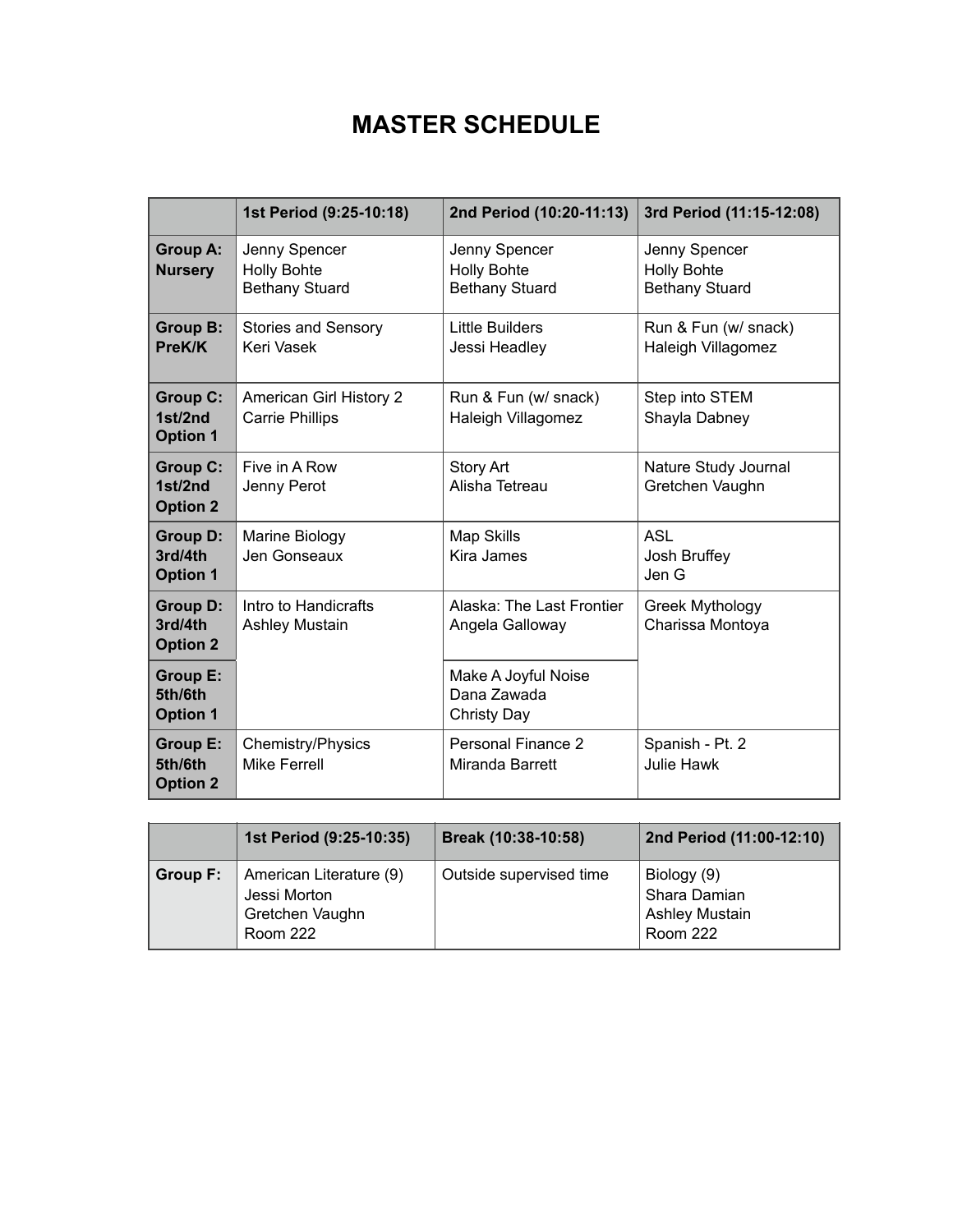# MASTER SCHEDULE

| | 1st Period (9:25-10:18) | 2nd Period (10:20-11:13) | 3rd Period (11:15-12:08) |
|---|---|---|---|
| **Group A: Nursery** | Jenny Spencer<br>Holly Bohte<br>Bethany Stuard | Jenny Spencer<br>Holly Bohte<br>Bethany Stuard | Jenny Spencer<br>Holly Bohte<br>Bethany Stuard |
| **Group B: PreK/K** | Stories and Sensory<br>Keri Vasek | Little Builders<br>Jessi Headley | Run & Fun (w/ snack)<br>Haleigh Villagomez |
| **Group C: 1st/2nd Option 1** | American Girl History 2<br>Carrie Phillips | Run & Fun (w/ snack)<br>Haleigh Villagomez | Step into STEM<br>Shayla Dabney |
| **Group C: 1st/2nd Option 2** | Five in A Row<br>Jenny Perot | Story Art<br>Alisha Tetreau | Nature Study Journal<br>Gretchen Vaughn |
| **Group D: 3rd/4th Option 1** | Marine Biology<br>Jen Gonseaux | Map Skills<br>Kira James | ASL<br>Josh Bruffey<br>Jen G |
| **Group D: 3rd/4th Option 2** | Intro to Handicrafts<br>Ashley Mustain | Alaska: The Last Frontier<br>Angela Galloway | Greek Mythology<br>Charissa Montoya |
| **Group E: 5th/6th Option 1** | Intro to Handicrafts<br>Ashley Mustain | Make A Joyful Noise<br>Dana Zawada<br>Christy Day | Greek Mythology<br>Charissa Montoya |
| **Group E: 5th/6th Option 2** | Chemistry/Physics<br>Mike Ferrell | Personal Finance 2<br>Miranda Barrett | Spanish - Pt. 2<br>Julie Hawk |

| | 1st Period (9:25-10:35) | Break (10:38-10:58) | 2nd Period (11:00-12:10) |
|---|---|---|---|
| **Group F:** | American Literature (9)<br>Jessi Morton<br>Gretchen Vaughn<br>Room 222 | Outside supervised time | Biology (9)<br>Shara Damian<br>Ashley Mustain<br>Room 222 |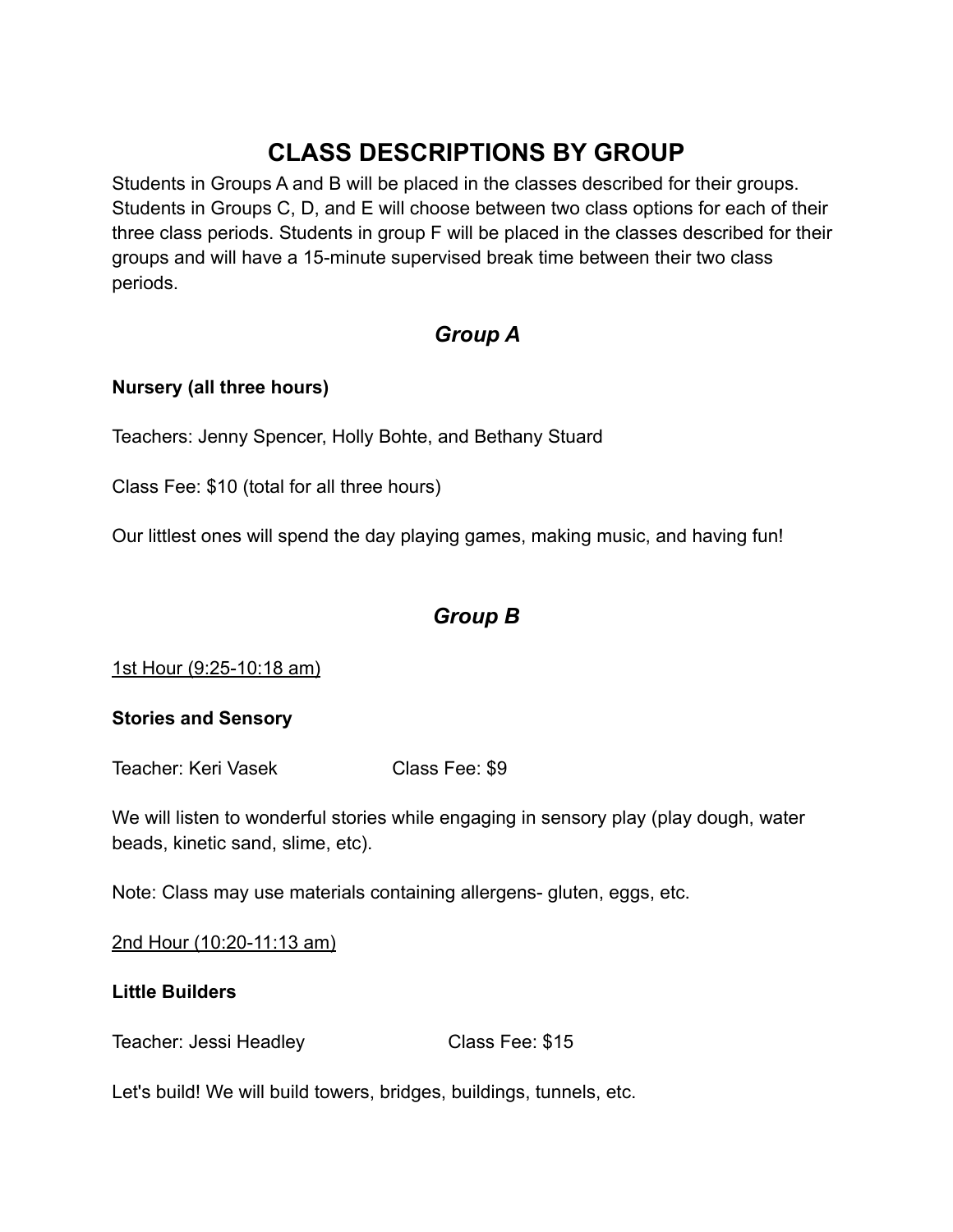# CLASS DESCRIPTIONS BY GROUP

Students in Groups A and B will be placed in the classes described for their groups. Students in Groups C, D, and E will choose between two class options for each of their three class periods. Students in group F will be placed in the classes described for their groups and will have a 15-minute supervised break time between their two class periods.

## *Group A*

**Nursery (all three hours)**

Teachers: Jenny Spencer, Holly Bohte, and Bethany Stuard

Class Fee: $10 (total for all three hours)

Our littlest ones will spend the day playing games, making music, and having fun!

## *Group B*

<u>1st Hour (9:25-10:18 am)</u>

**Stories and Sensory**

Teacher: Keri Vasek Class Fee: $9

We will listen to wonderful stories while engaging in sensory play (play dough, water beads, kinetic sand, slime, etc).

Note: Class may use materials containing allergens- gluten, eggs, etc.

<u>2nd Hour (10:20-11:13 am)</u>

**Little Builders**

Teacher: Jessi Headley Class Fee: $15

Let's build! We will build towers, bridges, buildings, tunnels, etc.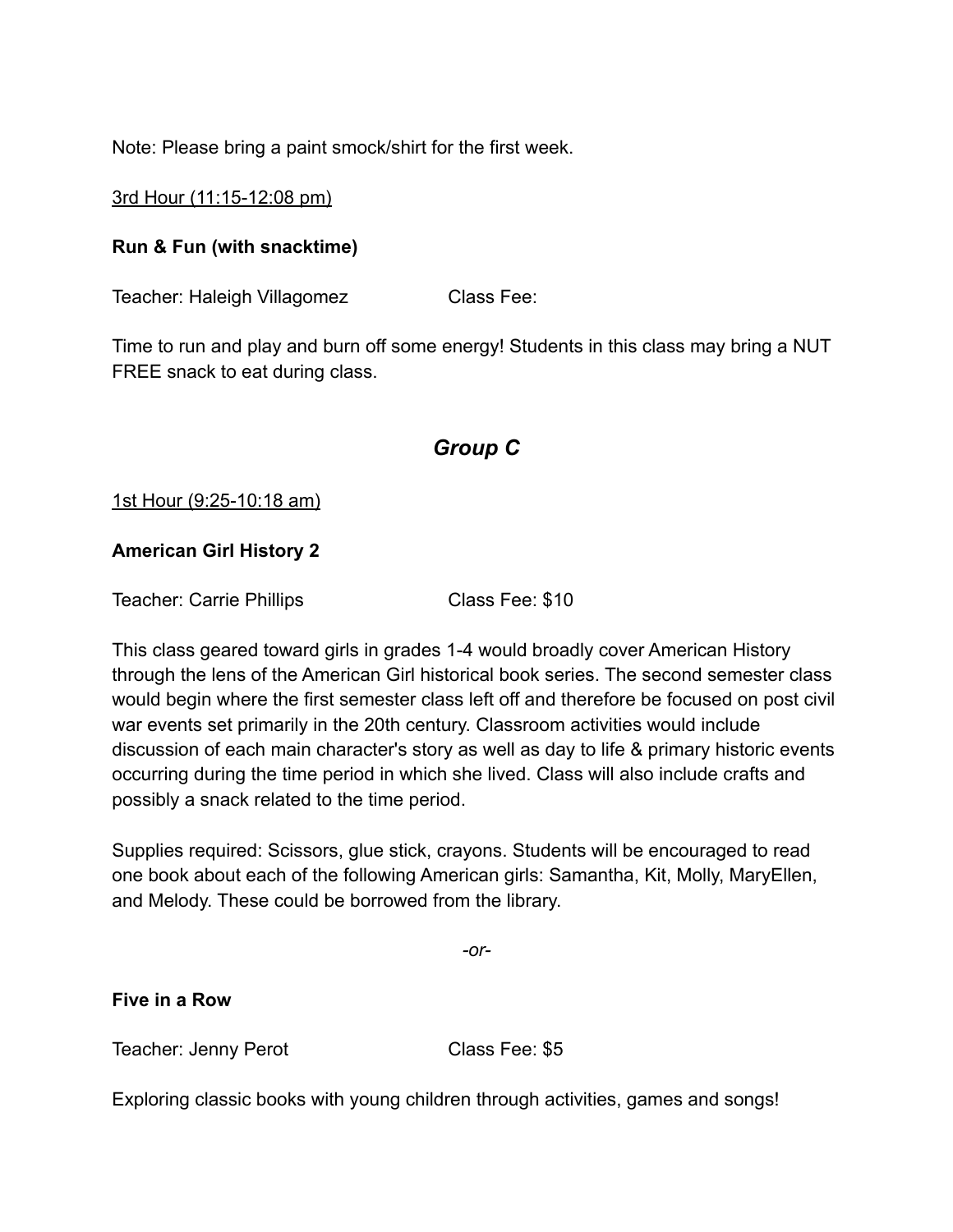Note: Please bring a paint smock/shirt for the first week.

3rd Hour (11:15-12:08 pm)

**Run & Fun (with snacktime)**

Teacher: Haleigh Villagomez Class Fee:

Time to run and play and burn off some energy! Students in this class may bring a NUT FREE snack to eat during class.

## *Group C*

1st Hour (9:25-10:18 am)

**American Girl History 2**

Teacher: Carrie Phillips Class Fee: $10

This class geared toward girls in grades 1-4 would broadly cover American History through the lens of the American Girl historical book series. The second semester class would begin where the first semester class left off and therefore be focused on post civil war events set primarily in the 20th century. Classroom activities would include discussion of each main character's story as well as day to life & primary historic events occurring during the time period in which she lived. Class will also include crafts and possibly a snack related to the time period.

Supplies required: Scissors, glue stick, crayons. Students will be encouraged to read one book about each of the following American girls: Samantha, Kit, Molly, MaryEllen, and Melody. These could be borrowed from the library.

*-or-*

**Five in a Row**

Teacher: Jenny Perot Class Fee: $5

Exploring classic books with young children through activities, games and songs!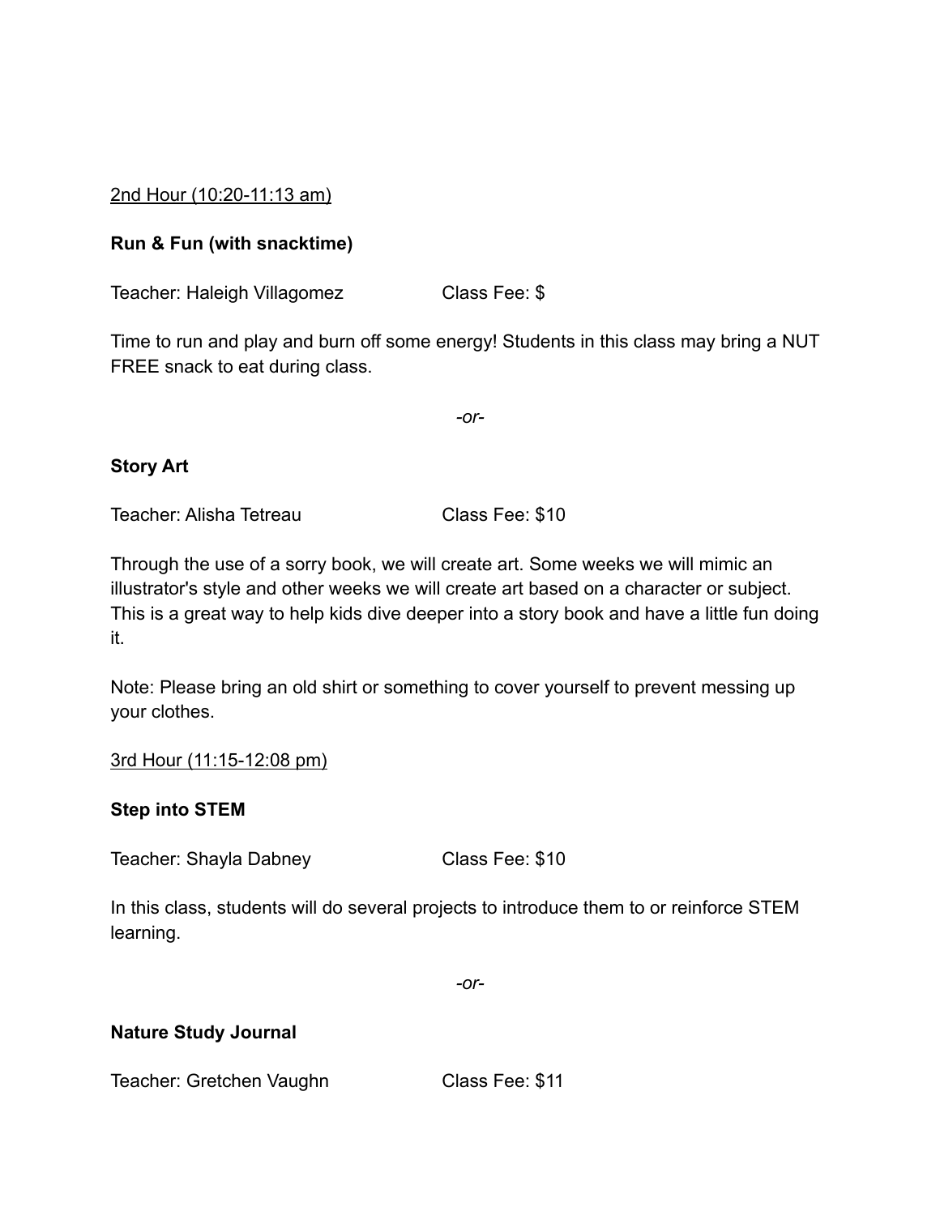2nd Hour (10:20-11:13 am)

**Run & Fun (with snacktime)**

Teacher: Haleigh Villagomez Class Fee: $

Time to run and play and burn off some energy! Students in this class may bring a NUT FREE snack to eat during class.

*-or-*

**Story Art**

Teacher: Alisha Tetreau Class Fee: $10

Through the use of a sorry book, we will create art. Some weeks we will mimic an illustrator's style and other weeks we will create art based on a character or subject. This is a great way to help kids dive deeper into a story book and have a little fun doing it.

Note: Please bring an old shirt or something to cover yourself to prevent messing up your clothes.

3rd Hour (11:15-12:08 pm)

**Step into STEM**

Teacher: Shayla Dabney Class Fee: $10

In this class, students will do several projects to introduce them to or reinforce STEM learning.

*-or-*

**Nature Study Journal**

Teacher: Gretchen Vaughn Class Fee: $11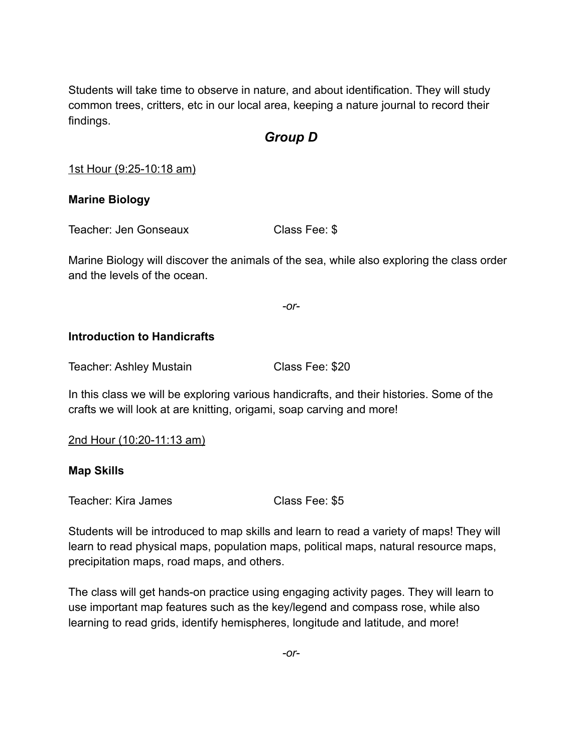Students will take time to observe in nature, and about identification. They will study common trees, critters, etc in our local area, keeping a nature journal to record their findings.

## *Group D*

1st Hour (9:25-10:18 am)

**Marine Biology**

Teacher: Jen Gonseaux Class Fee: $

Marine Biology will discover the animals of the sea, while also exploring the class order and the levels of the ocean.

*-or-*

**Introduction to Handicrafts**

Teacher: Ashley Mustain Class Fee: $20

In this class we will be exploring various handicrafts, and their histories. Some of the crafts we will look at are knitting, origami, soap carving and more!

2nd Hour (10:20-11:13 am)

**Map Skills**

Teacher: Kira James Class Fee: $5

Students will be introduced to map skills and learn to read a variety of maps! They will learn to read physical maps, population maps, political maps, natural resource maps, precipitation maps, road maps, and others.

The class will get hands-on practice using engaging activity pages. They will learn to use important map features such as the key/legend and compass rose, while also learning to read grids, identify hemispheres, longitude and latitude, and more!

*-or-*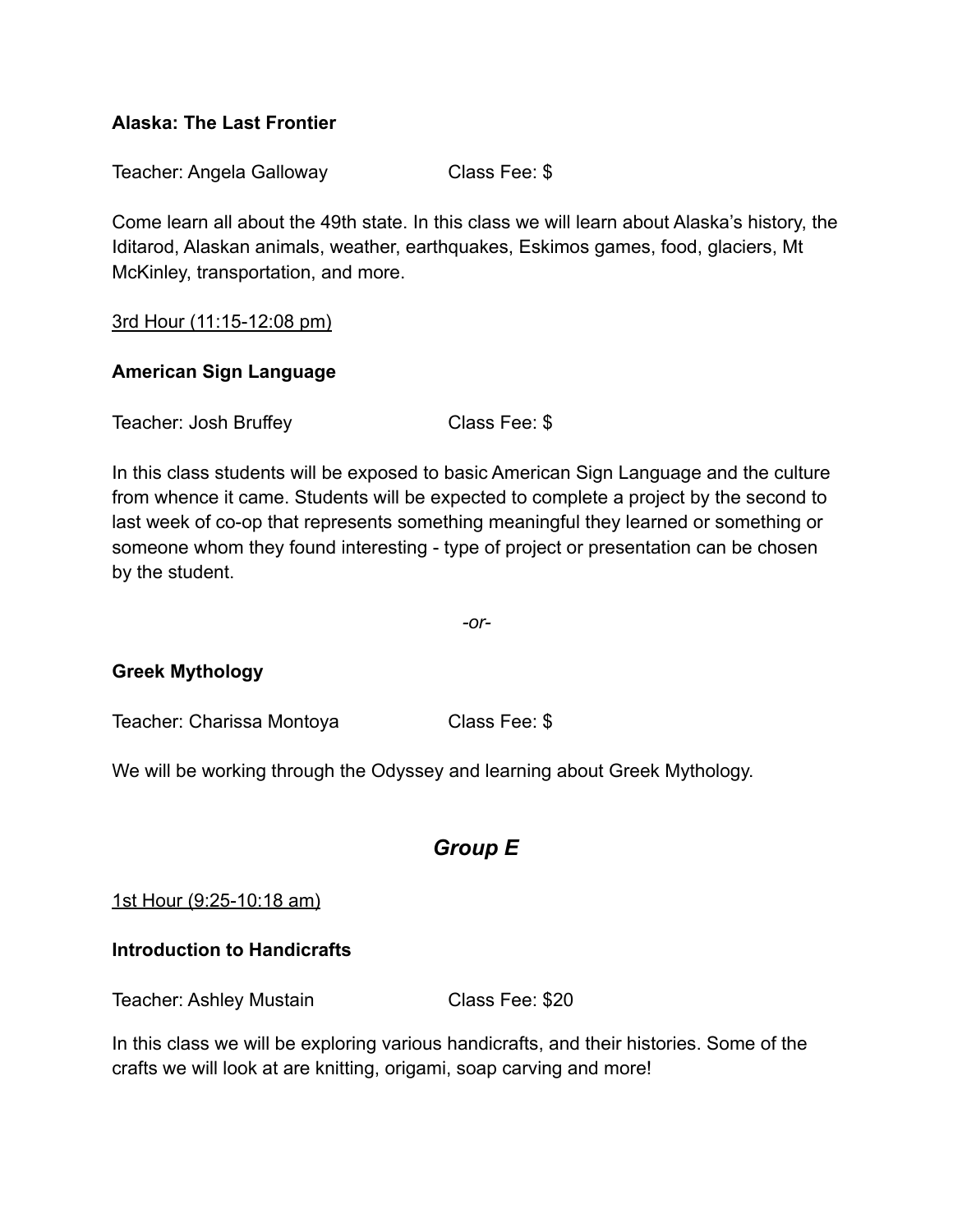**Alaska: The Last Frontier**

Teacher: Angela Galloway　　　　　Class Fee: $

Come learn all about the 49th state. In this class we will learn about Alaska's history, the Iditarod, Alaskan animals, weather, earthquakes, Eskimos games, food, glaciers, Mt McKinley, transportation, and more.

<u>3rd Hour (11:15-12:08 pm)</u>

**American Sign Language**

Teacher: Josh Bruffey　　　　　Class Fee: $

In this class students will be exposed to basic American Sign Language and the culture from whence it came. Students will be expected to complete a project by the second to last week of co-op that represents something meaningful they learned or something or someone whom they found interesting - type of project or presentation can be chosen by the student.

*-or-*

**Greek Mythology**

Teacher: Charissa Montoya　　　　　Class Fee: $

We will be working through the Odyssey and learning about Greek Mythology.

## *Group E*

<u>1st Hour (9:25-10:18 am)</u>

**Introduction to Handicrafts**

Teacher: Ashley Mustain　　　　　Class Fee: $20

In this class we will be exploring various handicrafts, and their histories. Some of the crafts we will look at are knitting, origami, soap carving and more!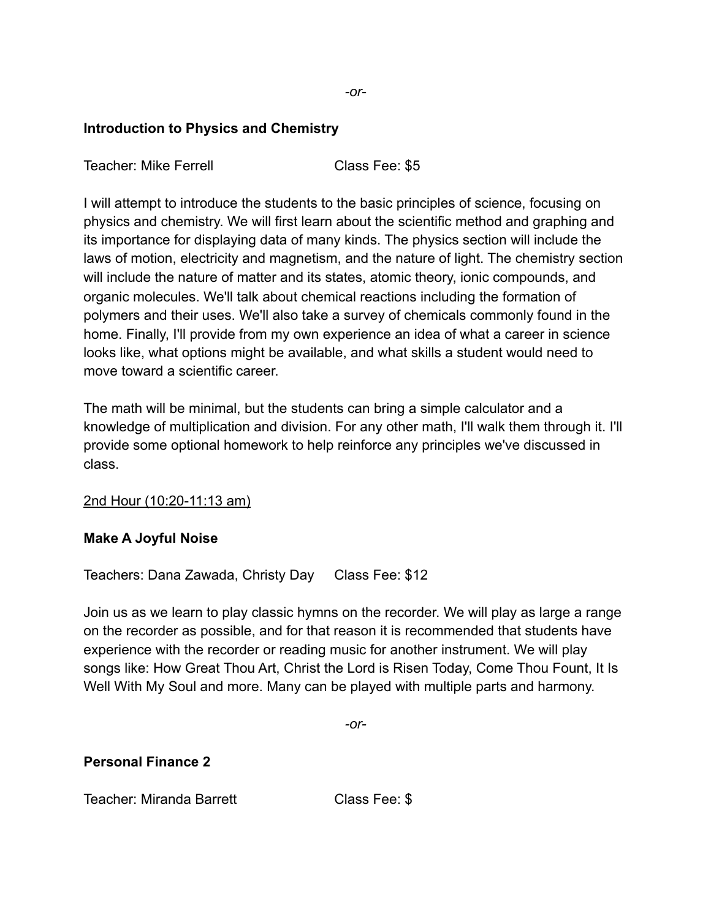*-or-*

**Introduction to Physics and Chemistry**

Teacher: Mike Ferrell Class Fee: $5

I will attempt to introduce the students to the basic principles of science, focusing on physics and chemistry. We will first learn about the scientific method and graphing and its importance for displaying data of many kinds. The physics section will include the laws of motion, electricity and magnetism, and the nature of light. The chemistry section will include the nature of matter and its states, atomic theory, ionic compounds, and organic molecules. We'll talk about chemical reactions including the formation of polymers and their uses. We'll also take a survey of chemicals commonly found in the home. Finally, I'll provide from my own experience an idea of what a career in science looks like, what options might be available, and what skills a student would need to move toward a scientific career.

The math will be minimal, but the students can bring a simple calculator and a knowledge of multiplication and division. For any other math, I'll walk them through it. I'll provide some optional homework to help reinforce any principles we've discussed in class.

<u>2nd Hour (10:20-11:13 am)</u>

**Make A Joyful Noise**

Teachers: Dana Zawada, Christy Day Class Fee: $12

Join us as we learn to play classic hymns on the recorder. We will play as large a range on the recorder as possible, and for that reason it is recommended that students have experience with the recorder or reading music for another instrument. We will play songs like: How Great Thou Art, Christ the Lord is Risen Today, Come Thou Fount, It Is Well With My Soul and more. Many can be played with multiple parts and harmony.

*-or-*

**Personal Finance 2**

Teacher: Miranda Barrett Class Fee: $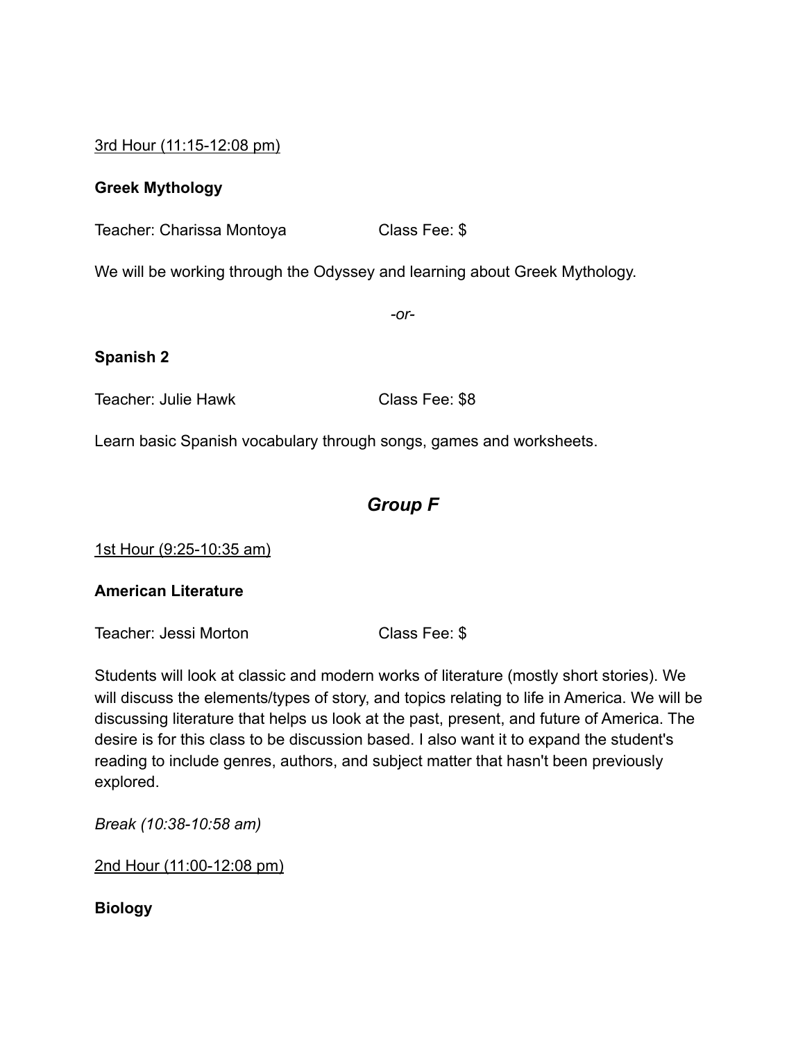<u>3rd Hour (11:15-12:08 pm)</u>

**Greek Mythology**

Teacher: Charissa Montoya Class Fee: $

We will be working through the Odyssey and learning about Greek Mythology.

*-or-*

**Spanish 2**

Teacher: Julie Hawk Class Fee: $8

Learn basic Spanish vocabulary through songs, games and worksheets.

## *Group F*

<u>1st Hour (9:25-10:35 am)</u>

**American Literature**

Teacher: Jessi Morton Class Fee: $

Students will look at classic and modern works of literature (mostly short stories). We will discuss the elements/types of story, and topics relating to life in America. We will be discussing literature that helps us look at the past, present, and future of America. The desire is for this class to be discussion based. I also want it to expand the student's reading to include genres, authors, and subject matter that hasn't been previously explored.

*Break (10:38-10:58 am)*

<u>2nd Hour (11:00-12:08 pm)</u>

**Biology**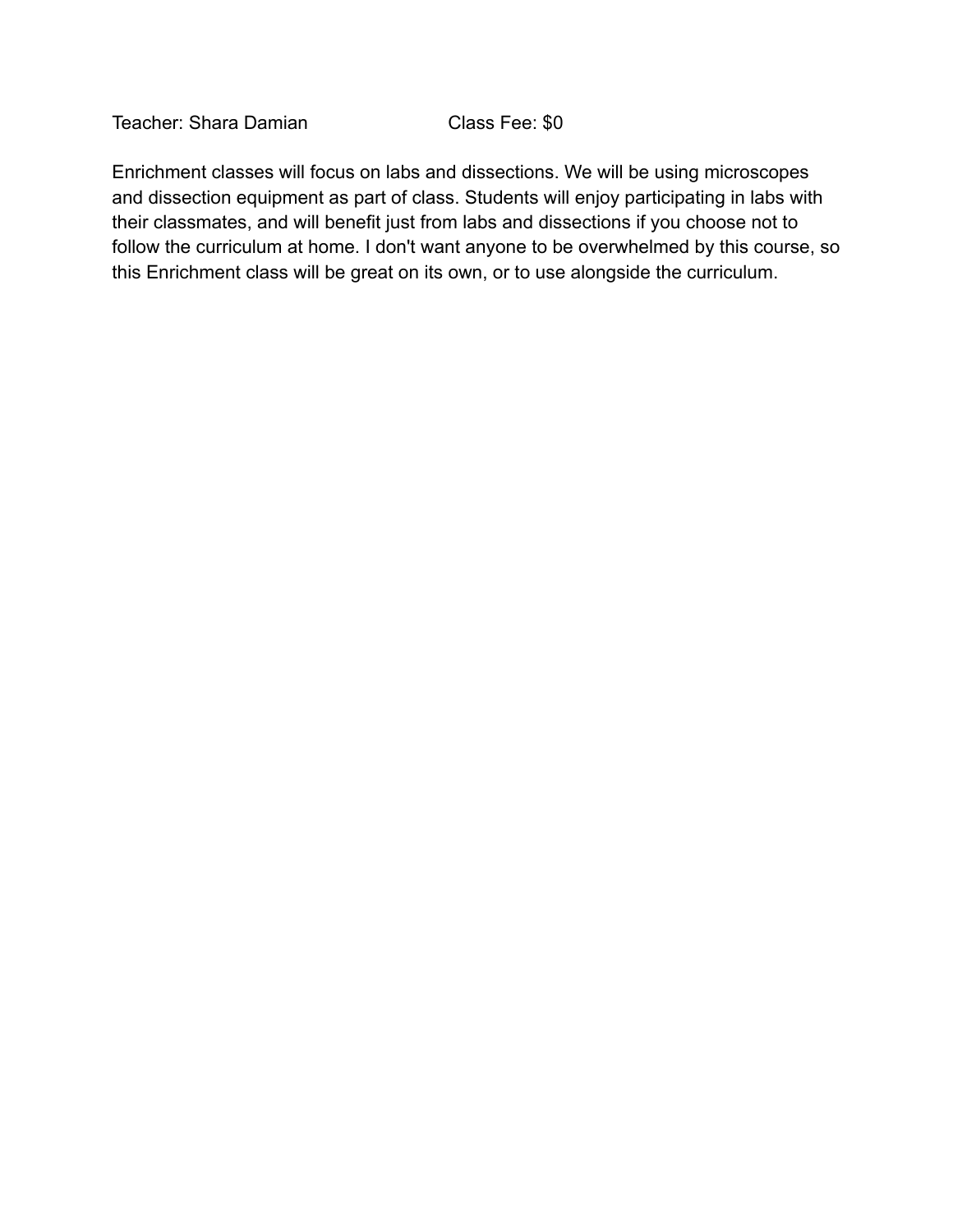Teacher: Shara Damian                    Class Fee: $0

Enrichment classes will focus on labs and dissections. We will be using microscopes and dissection equipment as part of class. Students will enjoy participating in labs with their classmates, and will benefit just from labs and dissections if you choose not to follow the curriculum at home. I don't want anyone to be overwhelmed by this course, so this Enrichment class will be great on its own, or to use alongside the curriculum.